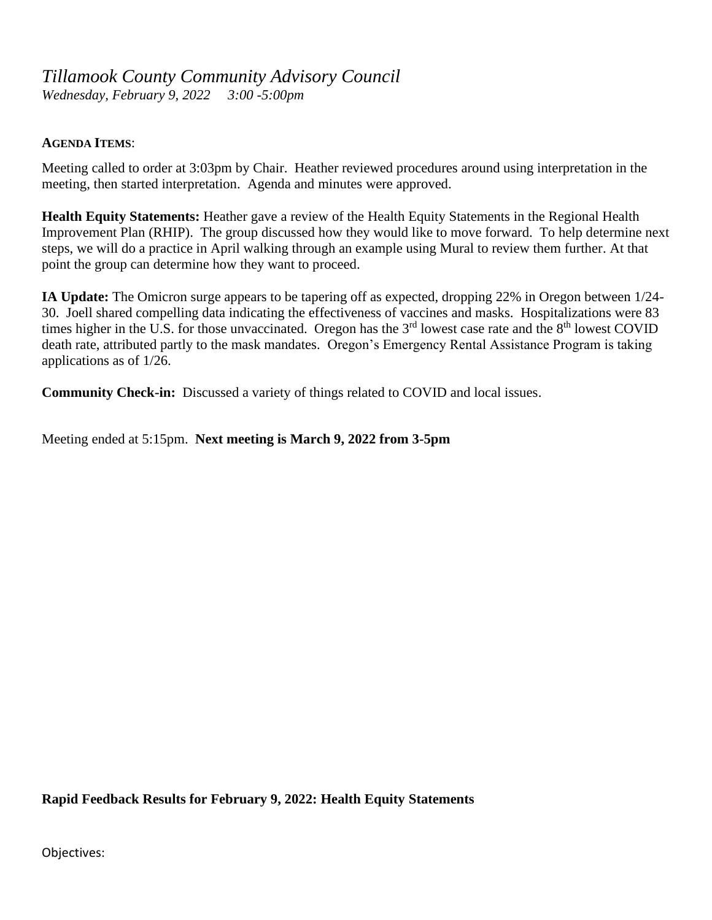# *Tillamook County Community Advisory Council*

*Wednesday, February 9, 2022 3:00 -5:00pm*

**AGENDA ITEMS**:

Meeting called to order at 3:03pm by Chair. Heather reviewed procedures around using interpretation in the meeting, then started interpretation. Agenda and minutes were approved.

**Health Equity Statements:** Heather gave a review of the Health Equity Statements in the Regional Health Improvement Plan (RHIP). The group discussed how they would like to move forward. To help determine next steps, we will do a practice in April walking through an example using Mural to review them further. At that point the group can determine how they want to proceed.

**IA Update:** The Omicron surge appears to be tapering off as expected, dropping 22% in Oregon between 1/24-30. Joell shared compelling data indicating the effectiveness of vaccines and masks. Hospitalizations were 83 times higher in the U.S. for those unvaccinated. Oregon has the 3rd lowest case rate and the 8th lowest COVID death rate, attributed partly to the mask mandates. Oregon's Emergency Rental Assistance Program is taking applications as of 1/26.

**Community Check-in:** Discussed a variety of things related to COVID and local issues.

Meeting ended at 5:15pm. **Next meeting is March 9, 2022 from 3-5pm**

**Rapid Feedback Results for February 9, 2022: Health Equity Statements**

Objectives: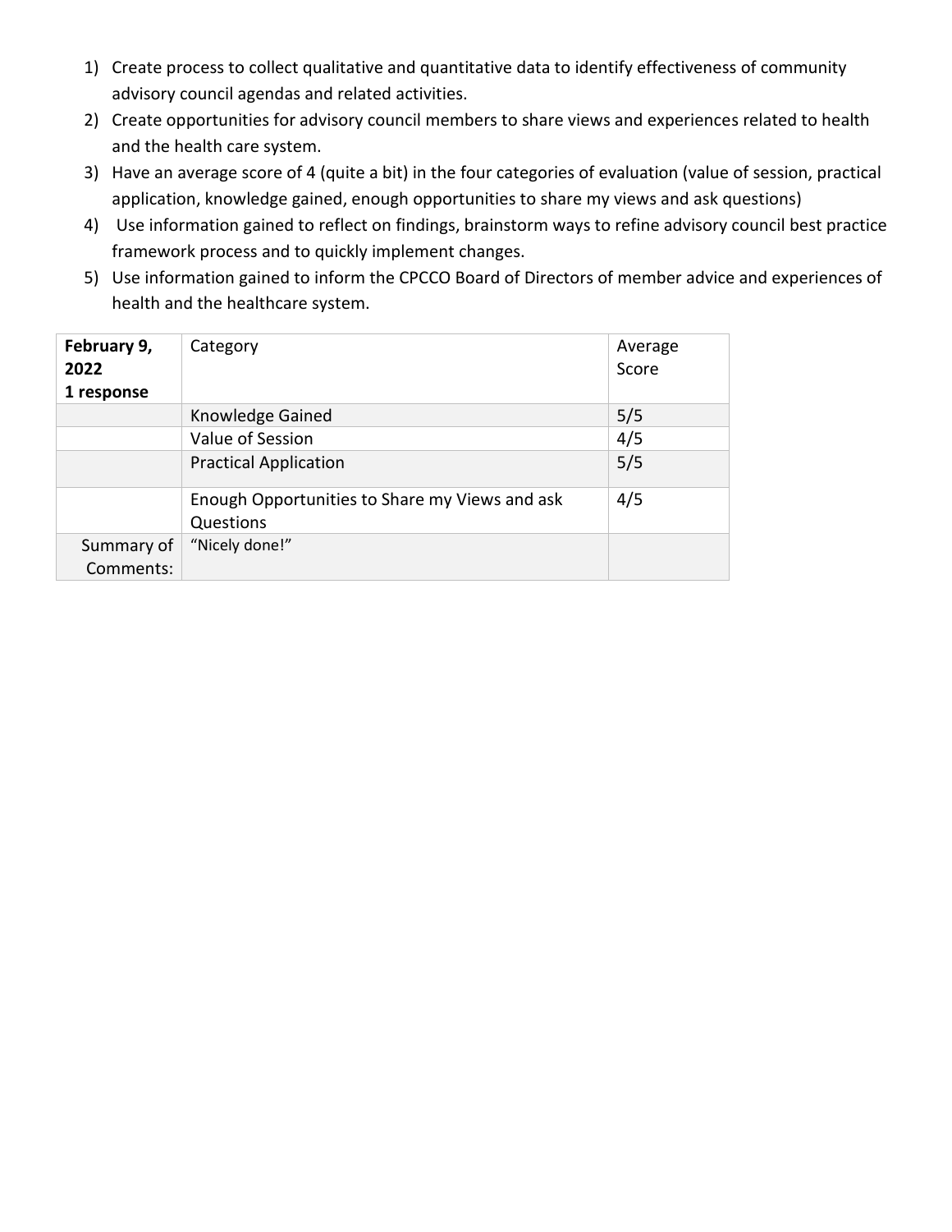1) Create process to collect qualitative and quantitative data to identify effectiveness of community advisory council agendas and related activities.
2) Create opportunities for advisory council members to share views and experiences related to health and the health care system.
3) Have an average score of 4 (quite a bit) in the four categories of evaluation (value of session, practical application, knowledge gained, enough opportunities to share my views and ask questions)
4) Use information gained to reflect on findings, brainstorm ways to refine advisory council best practice framework process and to quickly implement changes.
5) Use information gained to inform the CPCCO Board of Directors of member advice and experiences of health and the healthcare system.

| **February 9, 2022 1 response** | Category | Average Score |
|---|---|---|
| | Knowledge Gained | 5/5 |
| | Value of Session | 4/5 |
| | Practical Application | 5/5 |
| | Enough Opportunities to Share my Views and ask Questions | 4/5 |
| Summary of Comments: | "Nicely done!" | |